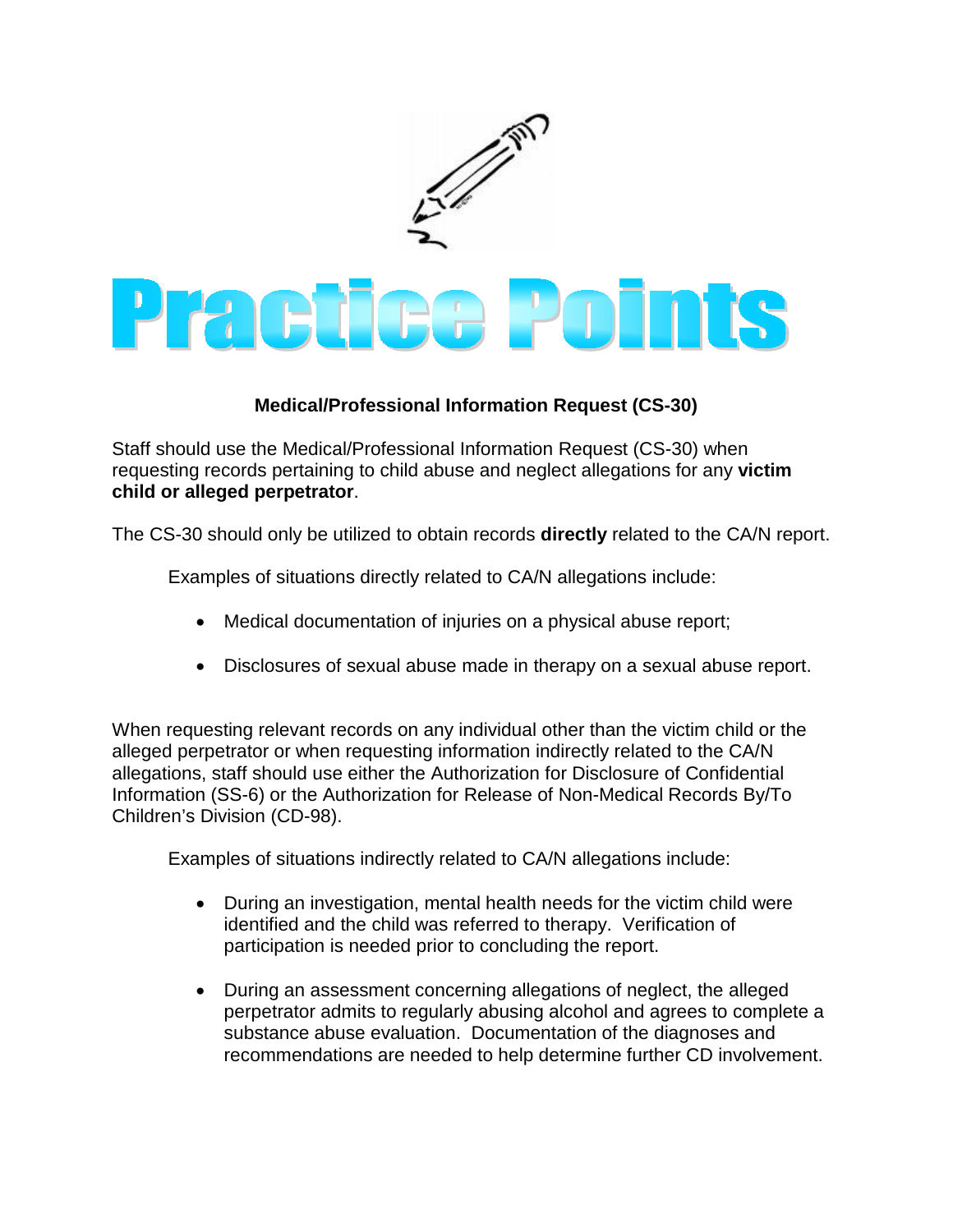# Practice Points

## Medical/Professional Information Request (CS-30)

Staff should use the Medical/Professional Information Request (CS-30) when requesting records pertaining to child abuse and neglect allegations for any **victim child or alleged perpetrator**.

The CS-30 should only be utilized to obtain records **directly** related to the CA/N report.

Examples of situations directly related to CA/N allegations include:

- Medical documentation of injuries on a physical abuse report;
- Disclosures of sexual abuse made in therapy on a sexual abuse report.

When requesting relevant records on any individual other than the victim child or the alleged perpetrator or when requesting information indirectly related to the CA/N allegations, staff should use either the Authorization for Disclosure of Confidential Information (SS-6) or the Authorization for Release of Non-Medical Records By/To Children's Division (CD-98).

Examples of situations indirectly related to CA/N allegations include:

- During an investigation, mental health needs for the victim child were identified and the child was referred to therapy. Verification of participation is needed prior to concluding the report.
- During an assessment concerning allegations of neglect, the alleged perpetrator admits to regularly abusing alcohol and agrees to complete a substance abuse evaluation. Documentation of the diagnoses and recommendations are needed to help determine further CD involvement.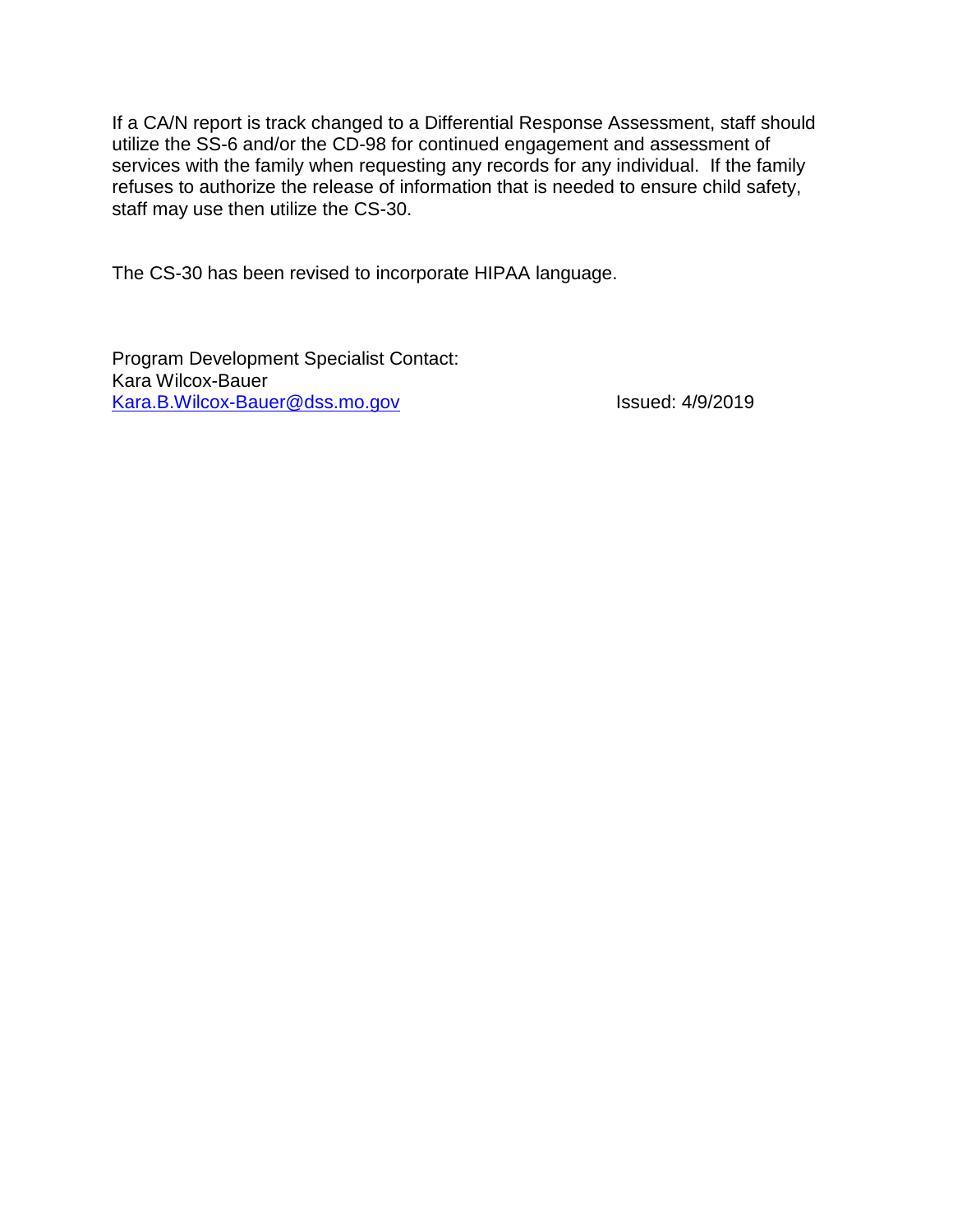If a CA/N report is track changed to a Differential Response Assessment, staff should utilize the SS-6 and/or the CD-98 for continued engagement and assessment of services with the family when requesting any records for any individual. If the family refuses to authorize the release of information that is needed to ensure child safety, staff may use then utilize the CS-30.

The CS-30 has been revised to incorporate HIPAA language.

Program Development Specialist Contact:
Kara Wilcox-Bauer
Kara.B.Wilcox-Bauer@dss.mo.gov

Issued: 4/9/2019